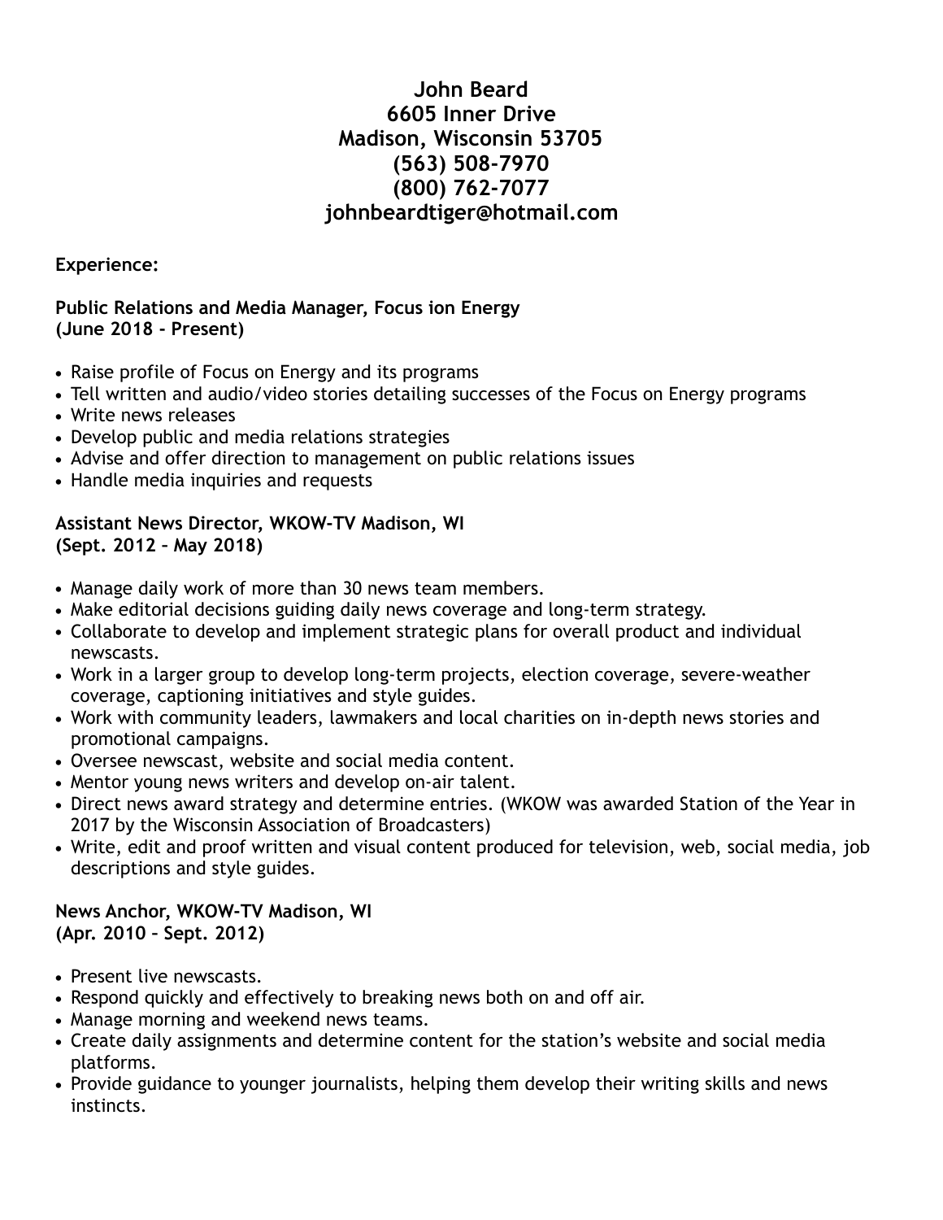**John Beard**
**6605 Inner Drive**
**Madison, Wisconsin 53705**
**(563) 508-7970**
**(800) 762-7077**
**johnbeardtiger@hotmail.com**

**Experience:**

**Public Relations and Media Manager, Focus ion Energy**
**(June 2018 - Present)**

- Raise profile of Focus on Energy and its programs
- Tell written and audio/video stories detailing successes of the Focus on Energy programs
- Write news releases
- Develop public and media relations strategies
- Advise and offer direction to management on public relations issues
- Handle media inquiries and requests

**Assistant News Director, WKOW-TV Madison, WI**
**(Sept. 2012 – May 2018)**

- Manage daily work of more than 30 news team members.
- Make editorial decisions guiding daily news coverage and long-term strategy.
- Collaborate to develop and implement strategic plans for overall product and individual newscasts.
- Work in a larger group to develop long-term projects, election coverage, severe-weather coverage, captioning initiatives and style guides.
- Work with community leaders, lawmakers and local charities on in-depth news stories and promotional campaigns.
- Oversee newscast, website and social media content.
- Mentor young news writers and develop on-air talent.
- Direct news award strategy and determine entries. (WKOW was awarded Station of the Year in 2017 by the Wisconsin Association of Broadcasters)
- Write, edit and proof written and visual content produced for television, web, social media, job descriptions and style guides.

**News Anchor, WKOW-TV Madison, WI**
**(Apr. 2010 – Sept. 2012)**

- Present live newscasts.
- Respond quickly and effectively to breaking news both on and off air.
- Manage morning and weekend news teams.
- Create daily assignments and determine content for the station's website and social media platforms.
- Provide guidance to younger journalists, helping them develop their writing skills and news instincts.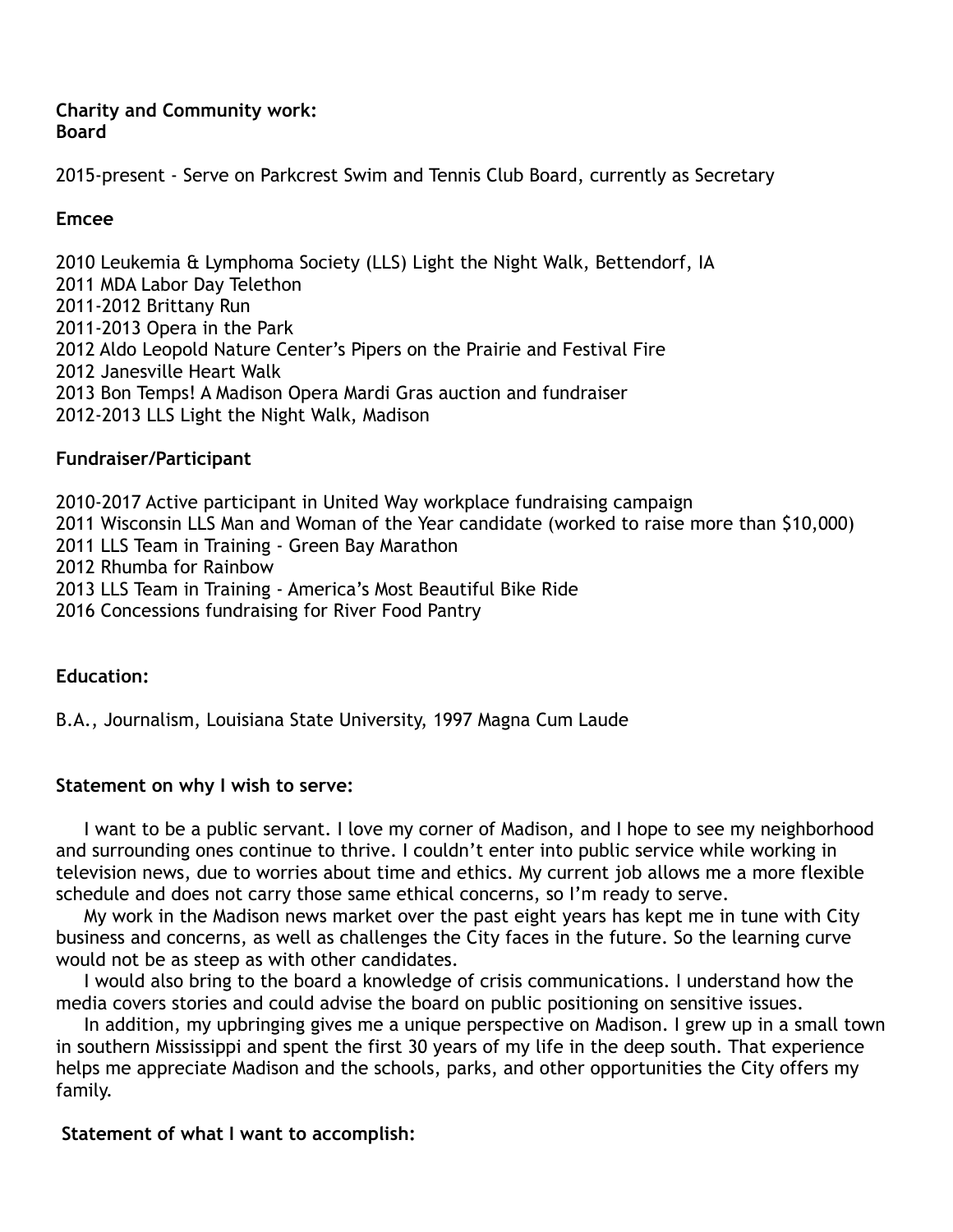**Charity and Community work:**
**Board**

2015-present - Serve on Parkcrest Swim and Tennis Club Board, currently as Secretary

**Emcee**

2010 Leukemia & Lymphoma Society (LLS) Light the Night Walk, Bettendorf, IA
2011 MDA Labor Day Telethon
2011-2012 Brittany Run
2011-2013 Opera in the Park
2012 Aldo Leopold Nature Center's Pipers on the Prairie and Festival Fire
2012 Janesville Heart Walk
2013 Bon Temps! A Madison Opera Mardi Gras auction and fundraiser
2012-2013 LLS Light the Night Walk, Madison

**Fundraiser/Participant**

2010-2017 Active participant in United Way workplace fundraising campaign
2011 Wisconsin LLS Man and Woman of the Year candidate (worked to raise more than $10,000)
2011 LLS Team in Training - Green Bay Marathon
2012 Rhumba for Rainbow
2013 LLS Team in Training - America's Most Beautiful Bike Ride
2016 Concessions fundraising for River Food Pantry

**Education:**

B.A., Journalism, Louisiana State University, 1997 Magna Cum Laude

**Statement on why I wish to serve:**

I want to be a public servant. I love my corner of Madison, and I hope to see my neighborhood and surrounding ones continue to thrive. I couldn't enter into public service while working in television news, due to worries about time and ethics. My current job allows me a more flexible schedule and does not carry those same ethical concerns, so I'm ready to serve.

My work in the Madison news market over the past eight years has kept me in tune with City business and concerns, as well as challenges the City faces in the future. So the learning curve would not be as steep as with other candidates.

I would also bring to the board a knowledge of crisis communications. I understand how the media covers stories and could advise the board on public positioning on sensitive issues.

In addition, my upbringing gives me a unique perspective on Madison. I grew up in a small town in southern Mississippi and spent the first 30 years of my life in the deep south. That experience helps me appreciate Madison and the schools, parks, and other opportunities the City offers my family.

**Statement of what I want to accomplish:**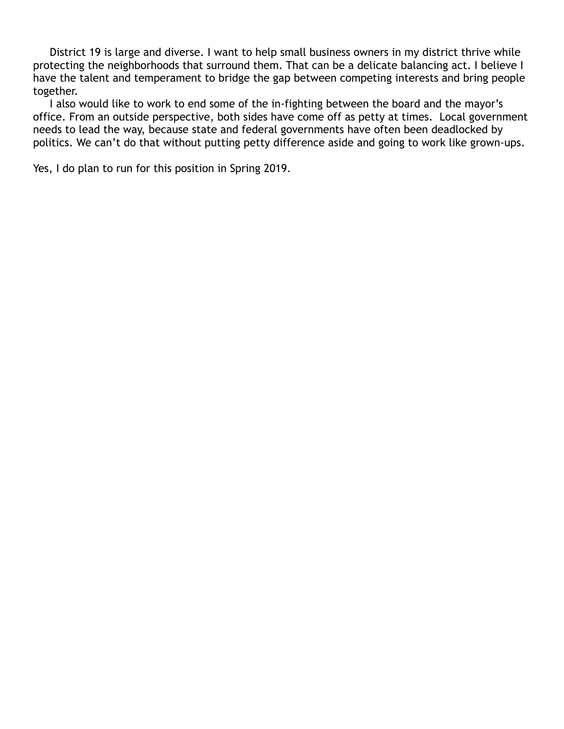District 19 is large and diverse. I want to help small business owners in my district thrive while protecting the neighborhoods that surround them. That can be a delicate balancing act. I believe I have the talent and temperament to bridge the gap between competing interests and bring people together.

I also would like to work to end some of the in-fighting between the board and the mayor's office. From an outside perspective, both sides have come off as petty at times. Local government needs to lead the way, because state and federal governments have often been deadlocked by politics. We can't do that without putting petty difference aside and going to work like grown-ups.

Yes, I do plan to run for this position in Spring 2019.